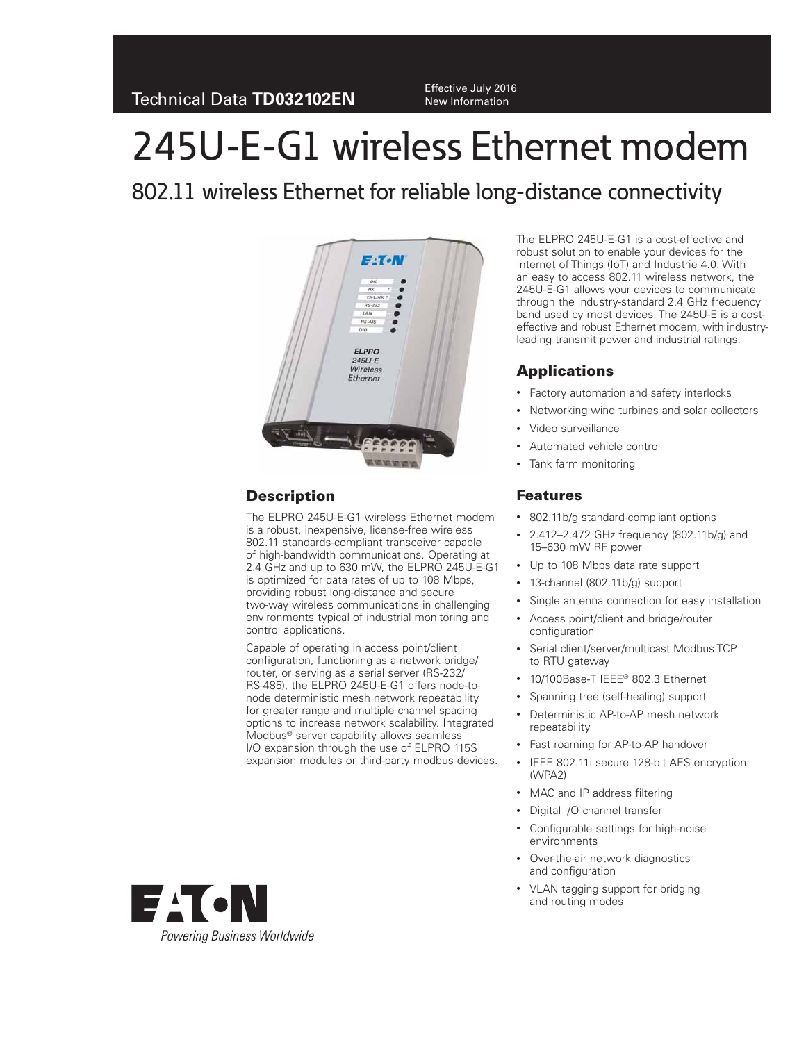Technical Data **TD032102EN**

Effective July 2016
New Information

# 245U-E-G1 wireless Ethernet modem

## 802.11 wireless Ethernet for reliable long-distance connectivity

The ELPRO 245U-E-G1 is a cost-effective and robust solution to enable your devices for the Internet of Things (IoT) and Industrie 4.0. With an easy to access 802.11 wireless network, the 245U-E-G1 allows your devices to communicate through the industry-standard 2.4 GHz frequency band used by most devices. The 245U-E is a cost-effective and robust Ethernet modem, with industry-leading transmit power and industrial ratings.

### Description

The ELPRO 245U-E-G1 wireless Ethernet modem is a robust, inexpensive, license-free wireless 802.11 standards-compliant transceiver capable of high-bandwidth communications. Operating at 2.4 GHz and up to 630 mW, the ELPRO 245U-E-G1 is optimized for data rates of up to 108 Mbps, providing robust long-distance and secure two-way wireless communications in challenging environments typical of industrial monitoring and control applications.

Capable of operating in access point/client configuration, functioning as a network bridge/router, or serving as a serial server (RS-232/RS-485), the ELPRO 245U-E-G1 offers node-to-node deterministic mesh network repeatability for greater range and multiple channel spacing options to increase network scalability. Integrated Modbus® server capability allows seamless I/O expansion through the use of ELPRO 115S expansion modules or third-party modbus devices.

### Applications

- Factory automation and safety interlocks
- Networking wind turbines and solar collectors
- Video surveillance
- Automated vehicle control
- Tank farm monitoring

### Features

- 802.11b/g standard-compliant options
- 2.412–2.472 GHz frequency (802.11b/g) and 15–630 mW RF power
- Up to 108 Mbps data rate support
- 13-channel (802.11b/g) support
- Single antenna connection for easy installation
- Access point/client and bridge/router configuration
- Serial client/server/multicast Modbus TCP to RTU gateway
- 10/100Base-T IEEE® 802.3 Ethernet
- Spanning tree (self-healing) support
- Deterministic AP-to-AP mesh network repeatability
- Fast roaming for AP-to-AP handover
- IEEE 802.11i secure 128-bit AES encryption (WPA2)
- MAC and IP address filtering
- Digital I/O channel transfer
- Configurable settings for high-noise environments
- Over-the-air network diagnostics and configuration
- VLAN tagging support for bridging and routing modes

EATON
*Powering Business Worldwide*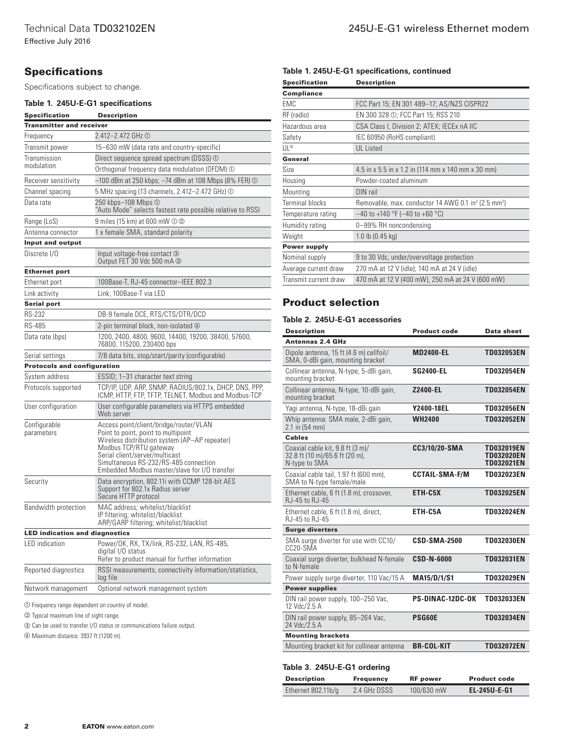## Specifications

Specifications subject to change.

### Table 1. 245U-E-G1 specifications

| Specification | Description |
|---|---|
| **Transmitter and receiver** | |
| Frequency | 2.412–2.472 GHz ① |
| Transmit power | 15–630 mW (data rate and country-specific) |
| Transmission modulation | Direct sequence spread spectrum (DSSS) ① |
| | Orthogonal frequency data modulation (OFDM) ① |
| Receiver sensitivity | –100 dBm at 250 kbps; –74 dBm at 108 Mbps (8% FER) ① |
| Channel spacing | 5 MHz spacing (13 channels, 2.412–2.472 GHz) ① |
| Data rate | 250 kbps–108 Mbps ① "Auto Mode" selects fastest rate possible relative to RSSI |
| Range (LoS) | 9 miles (15 km) at 600 mW ① ② |
| Antenna connector | 1 x female SMA, standard polarity |
| **Input and output** | |
| Discrete I/O | Input voltage-free contact ③ Output FET 30 Vdc 500 mA ③ |
| **Ethernet port** | |
| Ethernet port | 100Base-T, RJ-45 connector–IEEE 802.3 |
| Link activity | Link, 100Base-T via LED |
| **Serial port** | |
| RS-232 | DB-9 female DCE, RTS/CTS/DTR/DCD |
| RS-485 | 2-pin terminal block, non-isolated ④ |
| Data rate (bps) | 1200, 2400, 4800, 9600, 14400, 19200, 38400, 57600, 76800, 115200, 230400 bps |
| Serial settings | 7/8 data bits, stop/start/parity (configurable) |
| **Protocols and configuration** | |
| System address | ESSID; 1–31 character text string |
| Protocols supported | TCP/IP, UDP, ARP, SNMP, RADIUS/802.1x, DHCP, DNS, PPP, ICMP, HTTP, FTP, TFTP, TELNET, Modbus and Modbus-TCP |
| User configuration | User configurable parameters via HTTPS embedded Web server |
| Configurable parameters | Access point/client/bridge/router/VLAN<br>Point to point, point to multipoint<br>Wireless distribution system (AP–AP repeater)<br>Modbus TCP/RTU gateway<br>Serial client/server/multicast<br>Simultaneous RS-232/RS-485 connection<br>Embedded Modbus master/slave for I/O transfer |
| Security | Data encryption, 802.11i with CCMP 128-bit AES<br>Support for 802.1x Radius server<br>Secure HTTP protocol |
| Bandwidth protection | MAC address; whitelist/blacklist<br>IP filtering; whitelist/blacklist<br>ARP/GARP filtering; whitelist/blacklist |
| **LED indication and diagnostics** | |
| LED indication | Power/OK, RX, TX/link, RS-232, LAN, RS-485, digital I/O status<br>Refer to product manual for further information |
| Reported diagnostics | RSSI measurements, connectivity information/statistics, log file |
| Network management | Optional network management system |

① Frequency range dependent on country of model.

② Typical maximum line of sight range.

③ Can be used to transfer I/O status or communications failure output.

④ Maximum distance: 3937 ft (1200 m).

### Table 1. 245U-E-G1 specifications, continued

| Specification | Description |
|---|---|
| **Compliance** | |
| EMC | FCC Part 15; EN 301 489–17; AS/NZS CISPR22 |
| RF (radio) | EN 300 328 ①; FCC Part 15; RSS 210 |
| Hazardous area | CSA Class I, Division 2; ATEX; IECEx nA IIC |
| Safety | IEC 60950 (RoHS compliant) |
| UL® | UL Listed |
| **General** | |
| Size | 4.5 in x 5.5 in x 1.2 in (114 mm x 140 mm x 30 mm) |
| Housing | Powder-coated aluminum |
| Mounting | DIN rail |
| Terminal blocks | Removable, max. conductor 14 AWG 0.1 $in^2$ (2.5 $mm^2$) |
| Temperature rating | –40 to +140 °F (–40 to +60 °C) |
| Humidity rating | 0–99% RH noncondensing |
| Weight | 1.0 lb (0.45 kg) |
| **Power supply** | |
| Nominal supply | 9 to 30 Vdc, under/overvoltage protection |
| Average current draw | 270 mA at 12 V (idle); 140 mA at 24 V (idle) |
| Transmit current draw | 470 mA at 12 V (400 mW), 250 mA at 24 V (600 mW) |

## Product selection

### Table 2. 245U-E-G1 accessories

| Description | Product code | Data sheet |
|---|---|---|
| **Antennas 2.4 GHz** | | |
| Dipole antenna, 15 ft (4.6 m) cellfoil/ SMA, 0-dBi gain, mounting bracket | **MD2400-EL** | **TD032053EN** |
| Collinear antenna, N-type, 5-dBi gain, mounting bracket | **SG2400-EL** | **TD032054EN** |
| Collinear antenna, N-type, 10-dBi gain, mounting bracket | **Z2400-EL** | **TD032054EN** |
| Yagi antenna, N-type, 18-dBi gain | **Y2400-18EL** | **TD032056EN** |
| Whip antenna: SMA male, 2-dBi gain, 2.1 in (54 mm) | **WH2400** | **TD032052EN** |
| **Cables** | | |
| Coaxial cable kit, 9.8 ft (3 m)/ 32.8 ft (10 m)/65.6 ft (20 m), N-type to SMA | **CC3/10/20-SMA** | **TD032019EN TD032020EN TD032021EN** |
| Coaxial cable tail, 1.97 ft (600 mm), SMA to N-type female/male | **CCTAIL-SMA-F/M** | **TD032023EN** |
| Ethernet cable, 6 ft (1.8 m), crossover, RJ-45 to RJ-45 | **ETH-C5X** | **TD032025EN** |
| Ethernet cable, 6 ft (1.8 m), direct, RJ-45 to RJ-45 | **ETH-C5A** | **TD032024EN** |
| **Surge diverters** | | |
| SMA surge diverter for use with CC10/ CC20-SMA | **CSD-SMA-2500** | **TD032030EN** |
| Coaxial surge diverter, bulkhead N-female to N-female | **CSD-N-6000** | **TD032031EN** |
| Power supply surge diverter, 110 Vac/15 A | **MA15/D/1/S1** | **TD032029EN** |
| **Power supplies** | | |
| DIN rail power supply, 100–250 Vac, 12 Vdc/2.5 A | **PS-DINAC-12DC-OK** | **TD032033EN** |
| DIN rail power supply, 85–264 Vac, 24 Vdc/2.5 A | **PSG60E** | **TD032034EN** |
| **Mounting brackets** | | |
| Mounting bracket kit for collinear antenna | **BR-COL-KIT** | **TD032072EN** |

### Table 3. 245U-E-G1 ordering

| Description | Frequency | RF power | Product code |
|---|---|---|---|
| Ethernet 802.11b/g | 2.4 GHz DSSS | 100/630 mW | **EL-245U-E-G1** |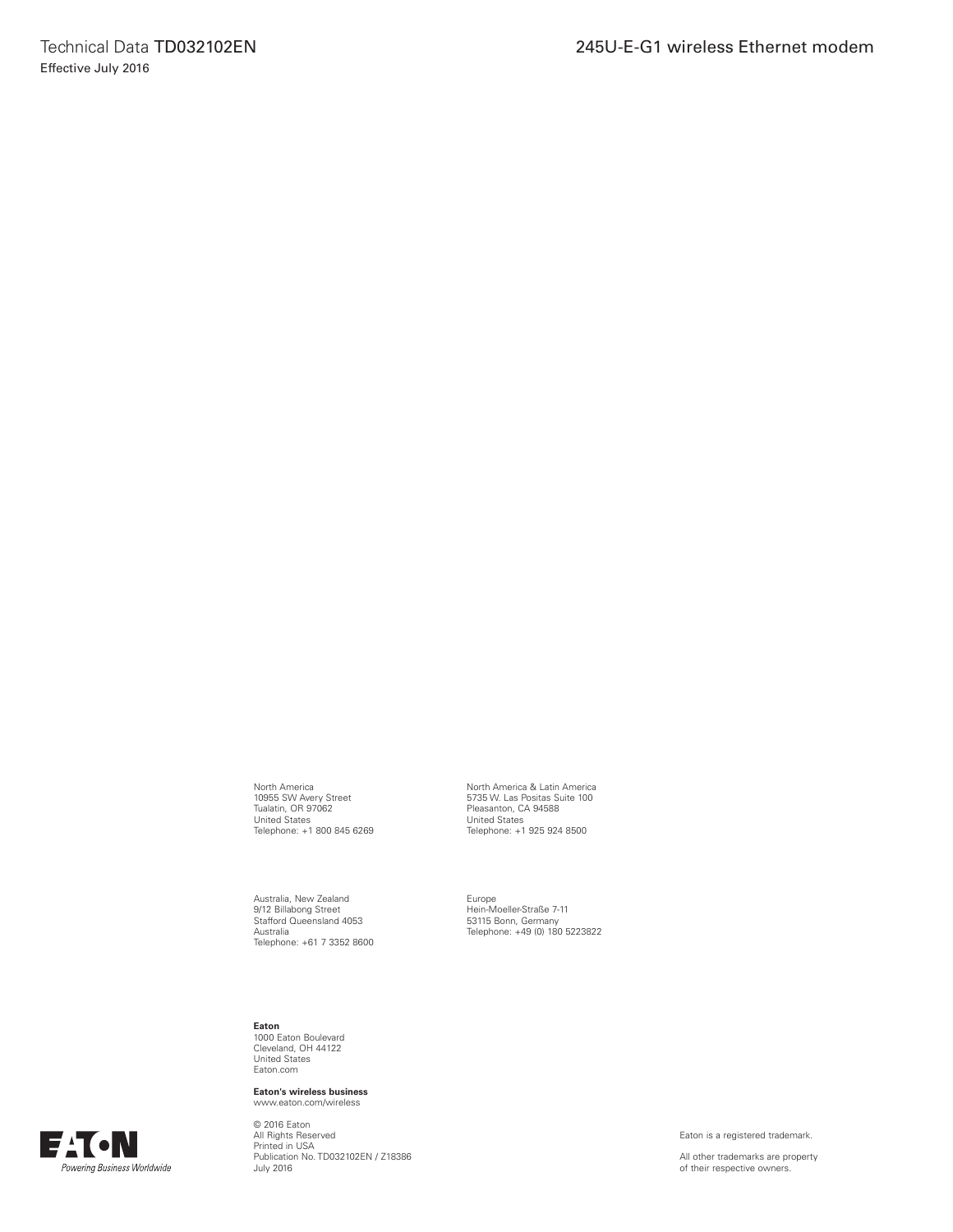North America
10955 SW Avery Street
Tualatin, OR 97062
United States
Telephone: +1 800 845 6269

North America & Latin America
5735 W. Las Positas Suite 100
Pleasanton, CA 94588
United States
Telephone: +1 925 924 8500

Australia, New Zealand
9/12 Billabong Street
Stafford Queensland 4053
Australia
Telephone: +61 7 3352 8600

Europe
Hein-Moeller-Straße 7-11
53115 Bonn, Germany
Telephone: +49 (0) 180 5223822

**Eaton**
1000 Eaton Boulevard
Cleveland, OH 44122
United States
Eaton.com

**Eaton's wireless business**
www.eaton.com/wireless

© 2016 Eaton
All Rights Reserved
Printed in USA
Publication No. TD032102EN / Z18386
July 2016

Eaton is a registered trademark.

All other trademarks are property of their respective owners.